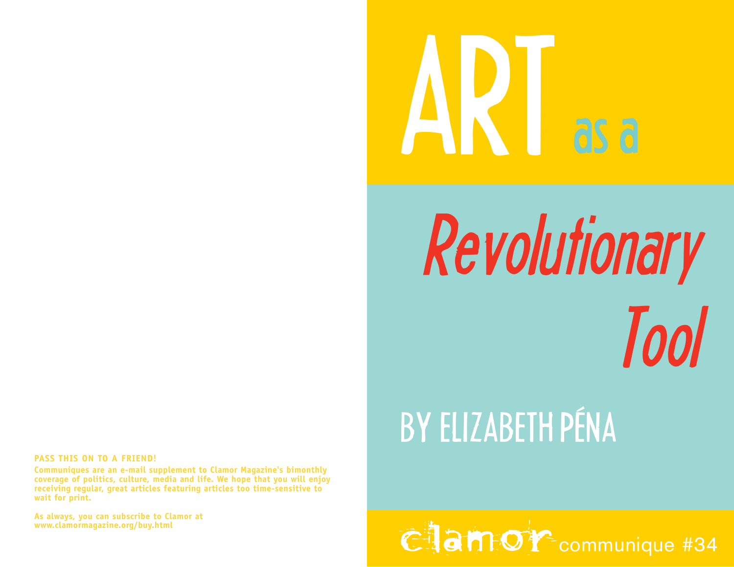**PASS THIS ON TO A FRIEND!**

**Communiques are an e-mail supplement to Clamor Magazine's bimonthly coverage of politics, culture, media and life. We hope that you will enjoy receiving regular, great articles featuring articles too time-sensitive to wait for print.**

**As always, you can subscribe to Clamor at www.clamormagazine.org/buy.html**

# ART as a Revolutionary Tool

## BY ELIZABETH PÉNA

clamor communique #34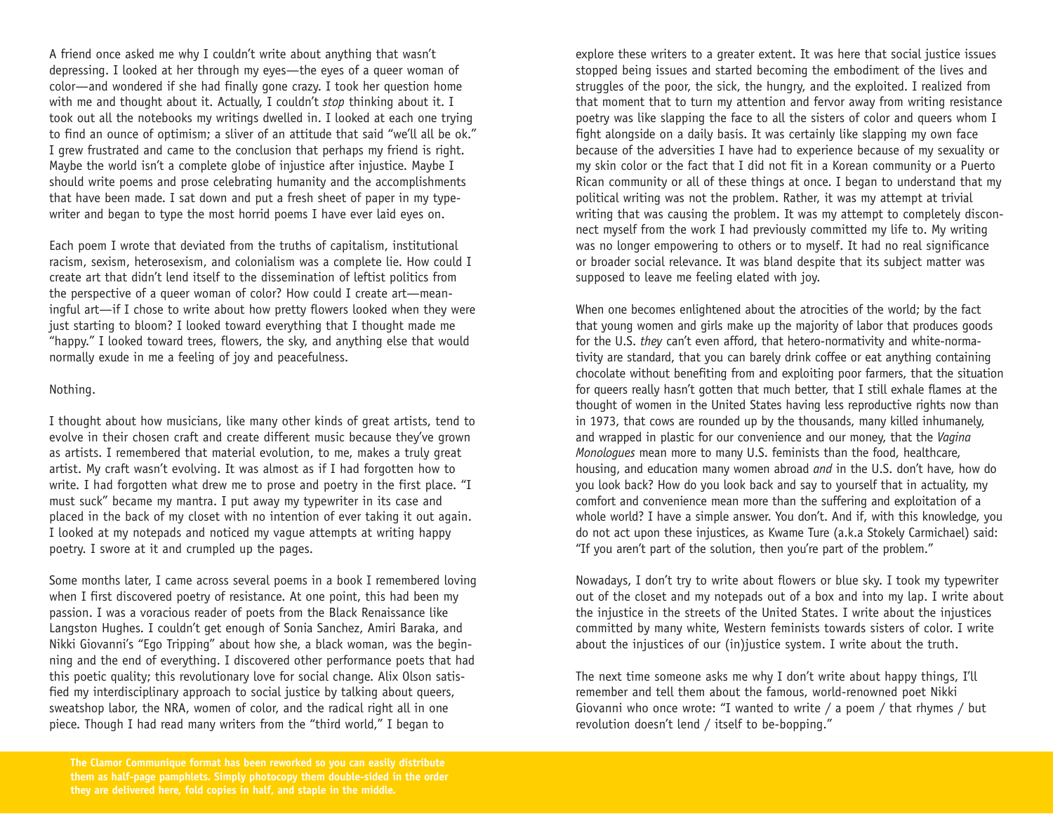A friend once asked me why I couldn't write about anything that wasn't depressing. I looked at her through my eyes—the eyes of a queer woman of color—and wondered if she had finally gone crazy. I took her question home with me and thought about it. Actually, I couldn't *stop* thinking about it. I took out all the notebooks my writings dwelled in. I looked at each one trying to find an ounce of optimism; a sliver of an attitude that said "we'll all be ok." I grew frustrated and came to the conclusion that perhaps my friend is right. Maybe the world isn't a complete globe of injustice after injustice. Maybe I should write poems and prose celebrating humanity and the accomplishments that have been made. I sat down and put a fresh sheet of paper in my typewriter and began to type the most horrid poems I have ever laid eyes on.

Each poem I wrote that deviated from the truths of capitalism, institutional racism, sexism, heterosexism, and colonialism was a complete lie. How could I create art that didn't lend itself to the dissemination of leftist politics from the perspective of a queer woman of color? How could I create art—meaningful art—if I chose to write about how pretty flowers looked when they were just starting to bloom? I looked toward everything that I thought made me "happy." I looked toward trees, flowers, the sky, and anything else that would normally exude in me a feeling of joy and peacefulness.

Nothing.

I thought about how musicians, like many other kinds of great artists, tend to evolve in their chosen craft and create different music because they've grown as artists. I remembered that material evolution, to me, makes a truly great artist. My craft wasn't evolving. It was almost as if I had forgotten how to write. I had forgotten what drew me to prose and poetry in the first place. "I must suck" became my mantra. I put away my typewriter in its case and placed in the back of my closet with no intention of ever taking it out again. I looked at my notepads and noticed my vague attempts at writing happy poetry. I swore at it and crumpled up the pages.

Some months later, I came across several poems in a book I remembered loving when I first discovered poetry of resistance. At one point, this had been my passion. I was a voracious reader of poets from the Black Renaissance like Langston Hughes. I couldn't get enough of Sonia Sanchez, Amiri Baraka, and Nikki Giovanni's "Ego Tripping" about how she, a black woman, was the beginning and the end of everything. I discovered other performance poets that had this poetic quality; this revolutionary love for social change. Alix Olson satisfied my interdisciplinary approach to social justice by talking about queers, sweatshop labor, the NRA, women of color, and the radical right all in one piece. Though I had read many writers from the "third world," I began to explore these writers to a greater extent. It was here that social justice issues stopped being issues and started becoming the embodiment of the lives and struggles of the poor, the sick, the hungry, and the exploited. I realized from that moment that to turn my attention and fervor away from writing resistance poetry was like slapping the face to all the sisters of color and queers whom I fight alongside on a daily basis. It was certainly like slapping my own face because of the adversities I have had to experience because of my sexuality or my skin color or the fact that I did not fit in a Korean community or a Puerto Rican community or all of these things at once. I began to understand that my political writing was not the problem. Rather, it was my attempt at trivial writing that was causing the problem. It was my attempt to completely disconnect myself from the work I had previously committed my life to. My writing was no longer empowering to others or to myself. It had no real significance or broader social relevance. It was bland despite that its subject matter was supposed to leave me feeling elated with joy.

When one becomes enlightened about the atrocities of the world; by the fact that young women and girls make up the majority of labor that produces goods for the U.S. *they* can't even afford, that hetero-normativity and white-normativity are standard, that you can barely drink coffee or eat anything containing chocolate without benefiting from and exploiting poor farmers, that the situation for queers really hasn't gotten that much better, that I still exhale flames at the thought of women in the United States having less reproductive rights now than in 1973, that cows are rounded up by the thousands, many killed inhumanely, and wrapped in plastic for our convenience and our money, that the *Vagina Monologues* mean more to many U.S. feminists than the food, healthcare, housing, and education many women abroad *and* in the U.S. don't have, how do you look back? How do you look back and say to yourself that in actuality, my comfort and convenience mean more than the suffering and exploitation of a whole world? I have a simple answer. You don't. And if, with this knowledge, you do not act upon these injustices, as Kwame Ture (a.k.a Stokely Carmichael) said: "If you aren't part of the solution, then you're part of the problem."

Nowadays, I don't try to write about flowers or blue sky. I took my typewriter out of the closet and my notepads out of a box and into my lap. I write about the injustice in the streets of the United States. I write about the injustices committed by many white, Western feminists towards sisters of color. I write about the injustices of our (in)justice system. I write about the truth.

The next time someone asks me why I don't write about happy things, I'll remember and tell them about the famous, world-renowned poet Nikki Giovanni who once wrote: "I wanted to write / a poem / that rhymes / but revolution doesn't lend / itself to be-bopping."

**The Clamor Communique format has been reworked so you can easily distribute them as half-page pamphlets. Simply photocopy them double-sided in the order they are delivered here, fold copies in half, and staple in the middle.**